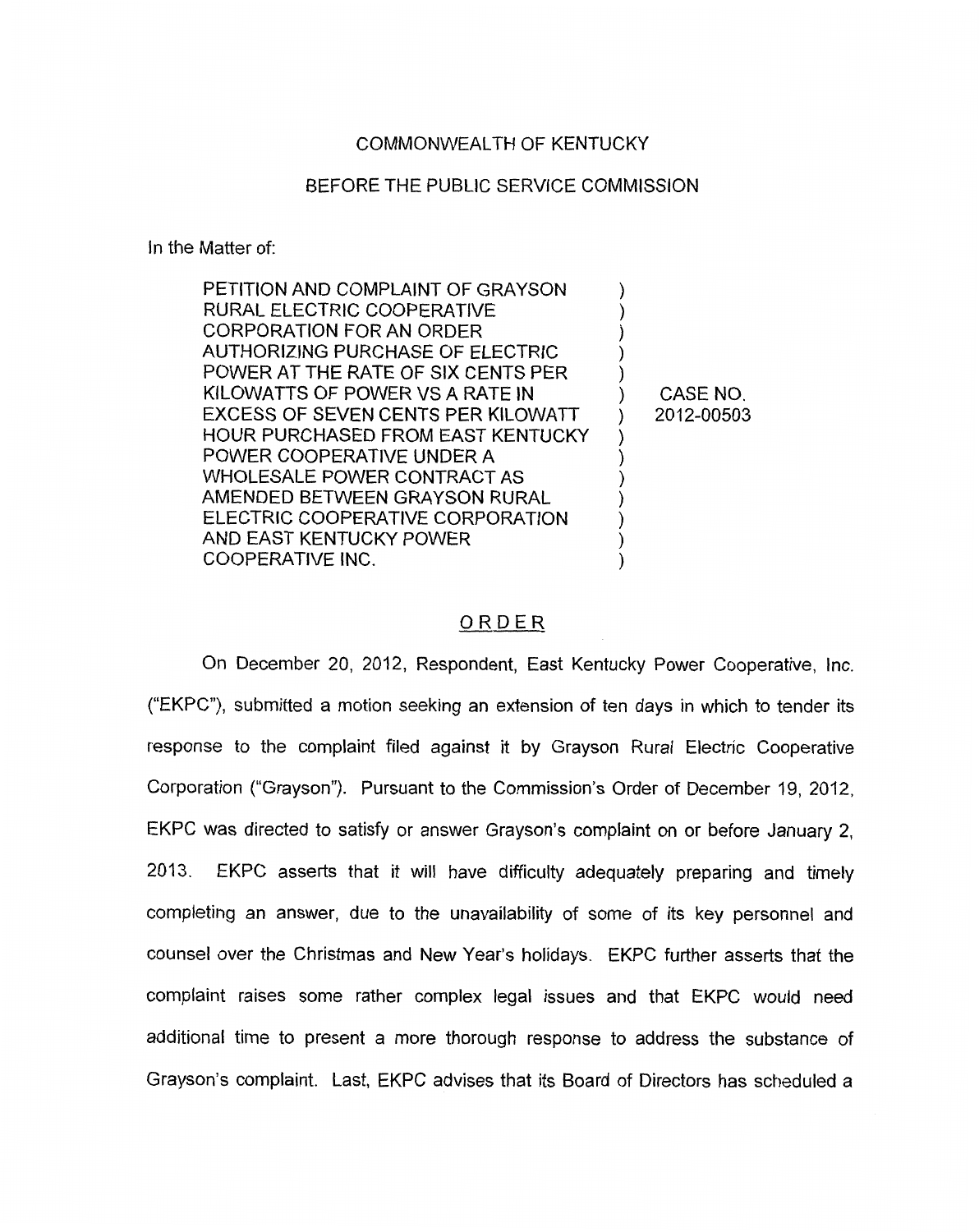COMMONWEALTH OF KENTUCKY

BEFORE THE PUBLIC SERVICE COMMISSION

In the Matter of:

| | | |
|---|---|---|
| PETITION AND COMPLAINT OF GRAYSON RURAL ELECTRIC COOPERATIVE CORPORATION FOR AN ORDER AUTHORIZING PURCHASE OF ELECTRIC POWER AT THE RATE OF SIX CENTS PER KILOWATTS OF POWER VS A RATE IN EXCESS OF SEVEN CENTS PER KILOWATT HOUR PURCHASED FROM EAST KENTUCKY POWER COOPERATIVE UNDER A WHOLESALE POWER CONTRACT AS AMENDED BETWEEN GRAYSON RURAL ELECTRIC COOPERATIVE CORPORATION AND EAST KENTUCKY POWER COOPERATIVE INC. | ) | CASE NO. 2012-00503 |

## ORDER

On December 20, 2012, Respondent, East Kentucky Power Cooperative, Inc. ("EKPC"), submitted a motion seeking an extension of ten days in which to tender its response to the complaint filed against it by Grayson Rural Electric Cooperative Corporation ("Grayson"). Pursuant to the Commission's Order of December 19, 2012, EKPC was directed to satisfy or answer Grayson's complaint on or before January 2, 2013. EKPC asserts that it will have difficulty adequately preparing and timely completing an answer, due to the unavailability of some of its key personnel and counsel over the Christmas and New Year's holidays. EKPC further asserts that the complaint raises some rather complex legal issues and that EKPC would need additional time to present a more thorough response to address the substance of Grayson's complaint. Last, EKPC advises that its Board of Directors has scheduled a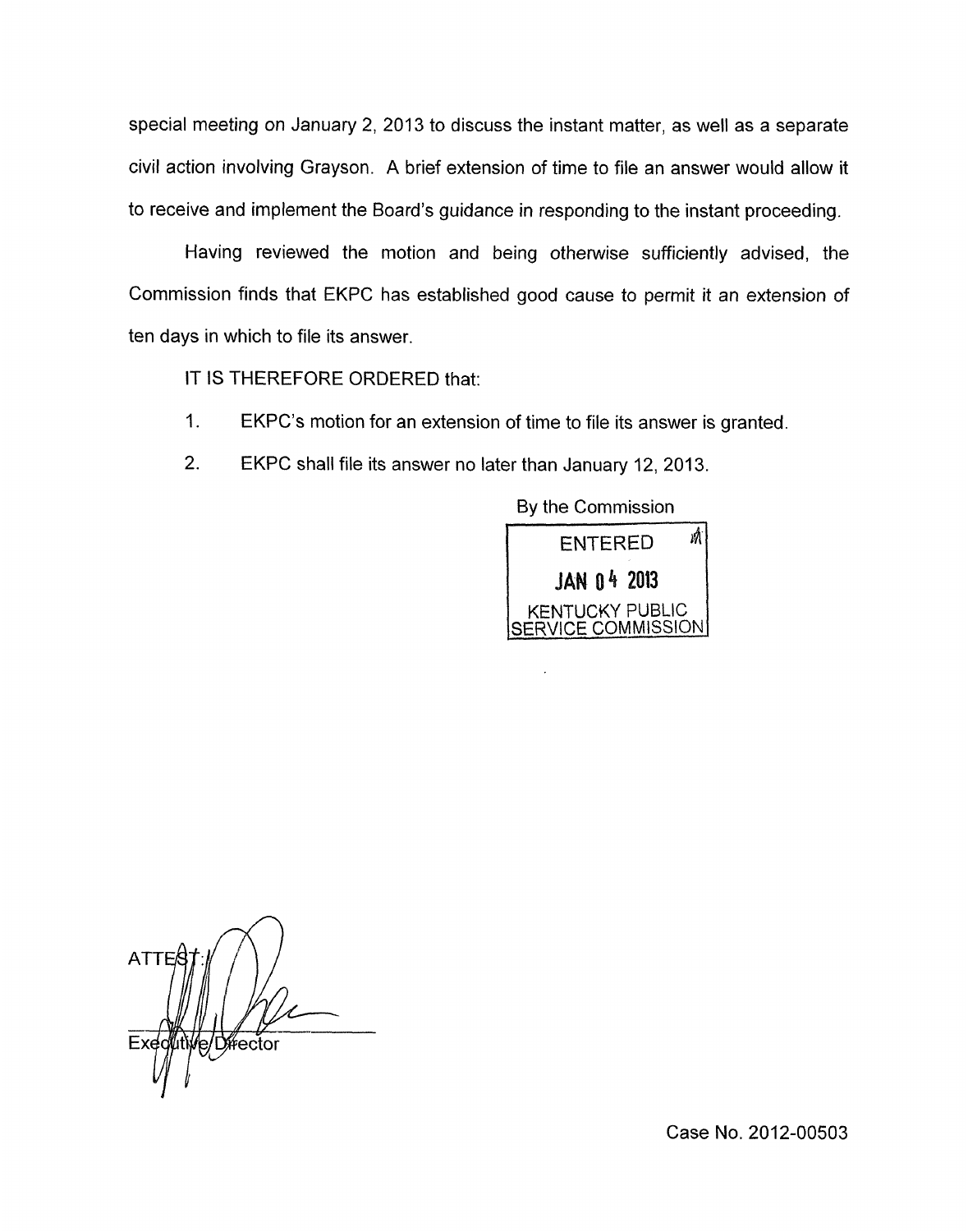special meeting on January 2, 2013 to discuss the instant matter, as well as a separate civil action involving Grayson. A brief extension of time to file an answer would allow it to receive and implement the Board's guidance in responding to the instant proceeding.

Having reviewed the motion and being otherwise sufficiently advised, the Commission finds that EKPC has established good cause to permit it an extension of ten days in which to file its answer.

IT IS THEREFORE ORDERED that:

1. EKPC's motion for an extension of time to file its answer is granted.
2. EKPC shall file its answer no later than January 12, 2013.

By the Commission

ENTERED
JAN 04 2013
KENTUCKY PUBLIC SERVICE COMMISSION

ATTEST:

Executive Director

Case No. 2012-00503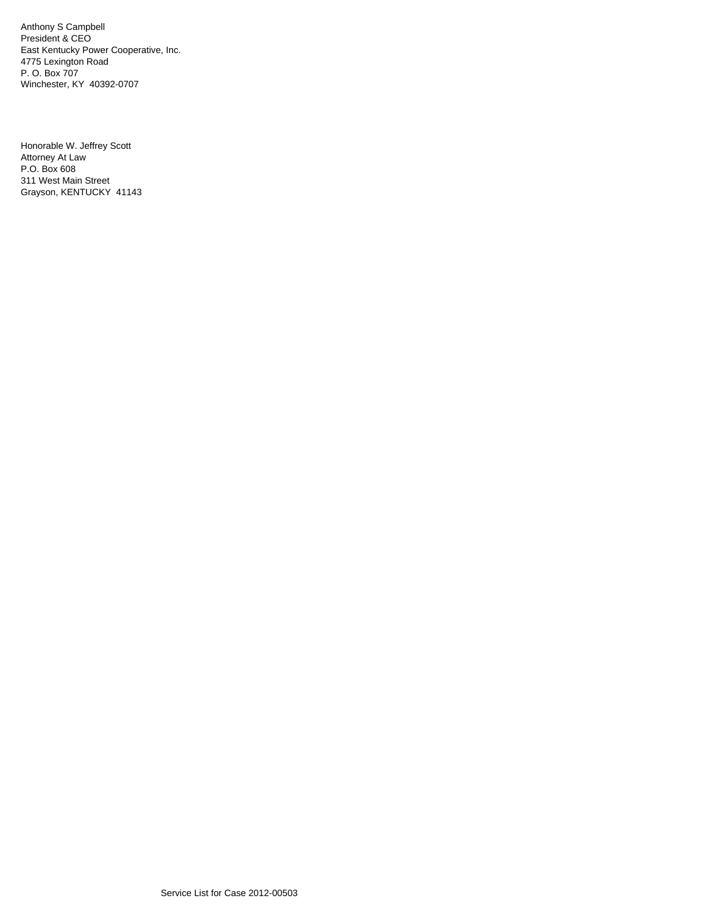Anthony S Campbell
President & CEO
East Kentucky Power Cooperative, Inc.
4775 Lexington Road
P. O. Box 707
Winchester, KY 40392-0707

Honorable W. Jeffrey Scott
Attorney At Law
P.O. Box 608
311 West Main Street
Grayson, KENTUCKY 41143

Service List for Case 2012-00503